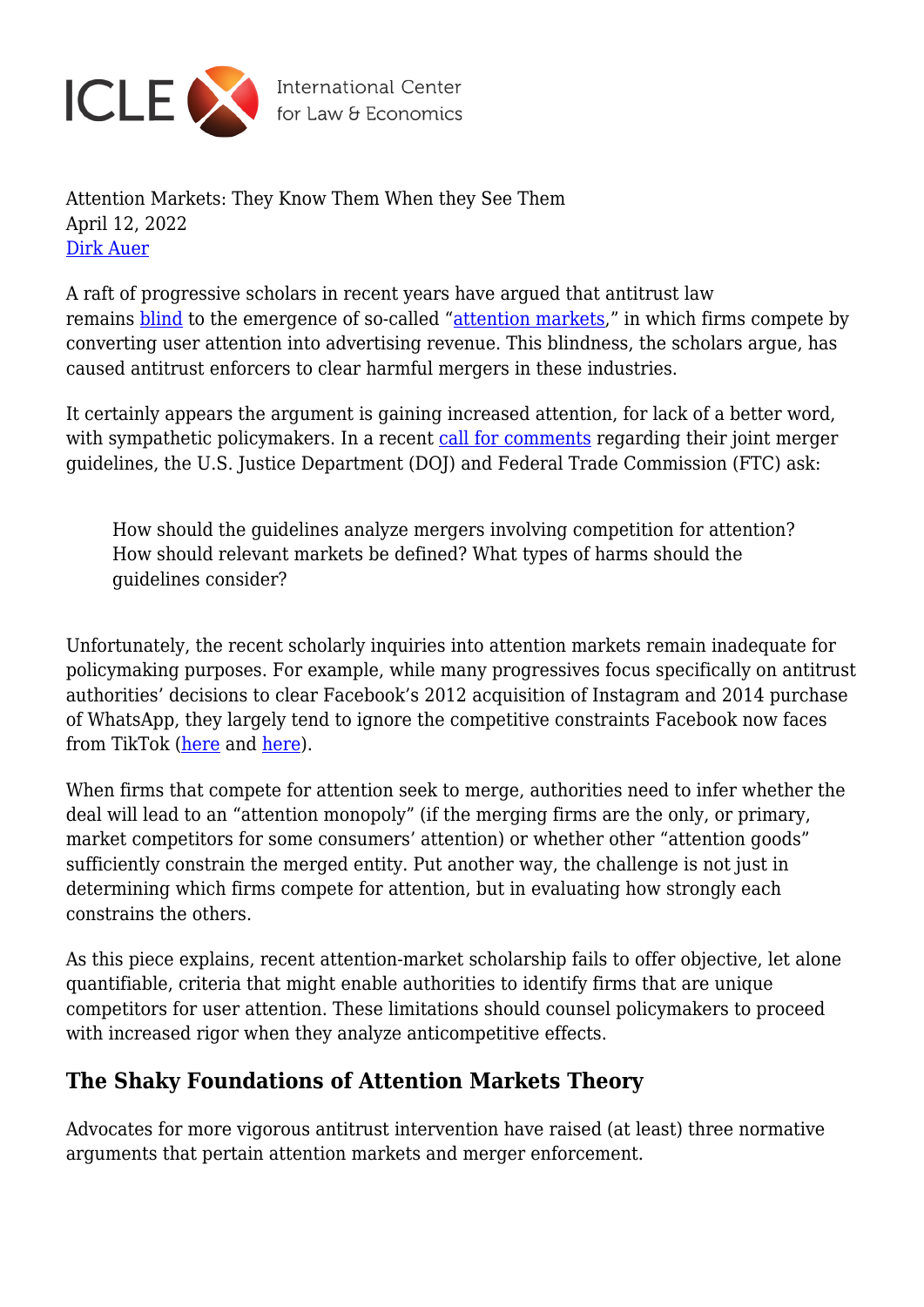Attention Markets: They Know Them When they See Them
April 12, 2022
Dirk Auer

A raft of progressive scholars in recent years have argued that antitrust law remains blind to the emergence of so-called "attention markets," in which firms compete by converting user attention into advertising revenue. This blindness, the scholars argue, has caused antitrust enforcers to clear harmful mergers in these industries.

It certainly appears the argument is gaining increased attention, for lack of a better word, with sympathetic policymakers. In a recent call for comments regarding their joint merger guidelines, the U.S. Justice Department (DOJ) and Federal Trade Commission (FTC) ask:

> How should the guidelines analyze mergers involving competition for attention? How should relevant markets be defined? What types of harms should the guidelines consider?

Unfortunately, the recent scholarly inquiries into attention markets remain inadequate for policymaking purposes. For example, while many progressives focus specifically on antitrust authorities' decisions to clear Facebook's 2012 acquisition of Instagram and 2014 purchase of WhatsApp, they largely tend to ignore the competitive constraints Facebook now faces from TikTok (here and here).

When firms that compete for attention seek to merge, authorities need to infer whether the deal will lead to an "attention monopoly" (if the merging firms are the only, or primary, market competitors for some consumers' attention) or whether other "attention goods" sufficiently constrain the merged entity. Put another way, the challenge is not just in determining which firms compete for attention, but in evaluating how strongly each constrains the others.

As this piece explains, recent attention-market scholarship fails to offer objective, let alone quantifiable, criteria that might enable authorities to identify firms that are unique competitors for user attention. These limitations should counsel policymakers to proceed with increased rigor when they analyze anticompetitive effects.

## The Shaky Foundations of Attention Markets Theory

Advocates for more vigorous antitrust intervention have raised (at least) three normative arguments that pertain attention markets and merger enforcement.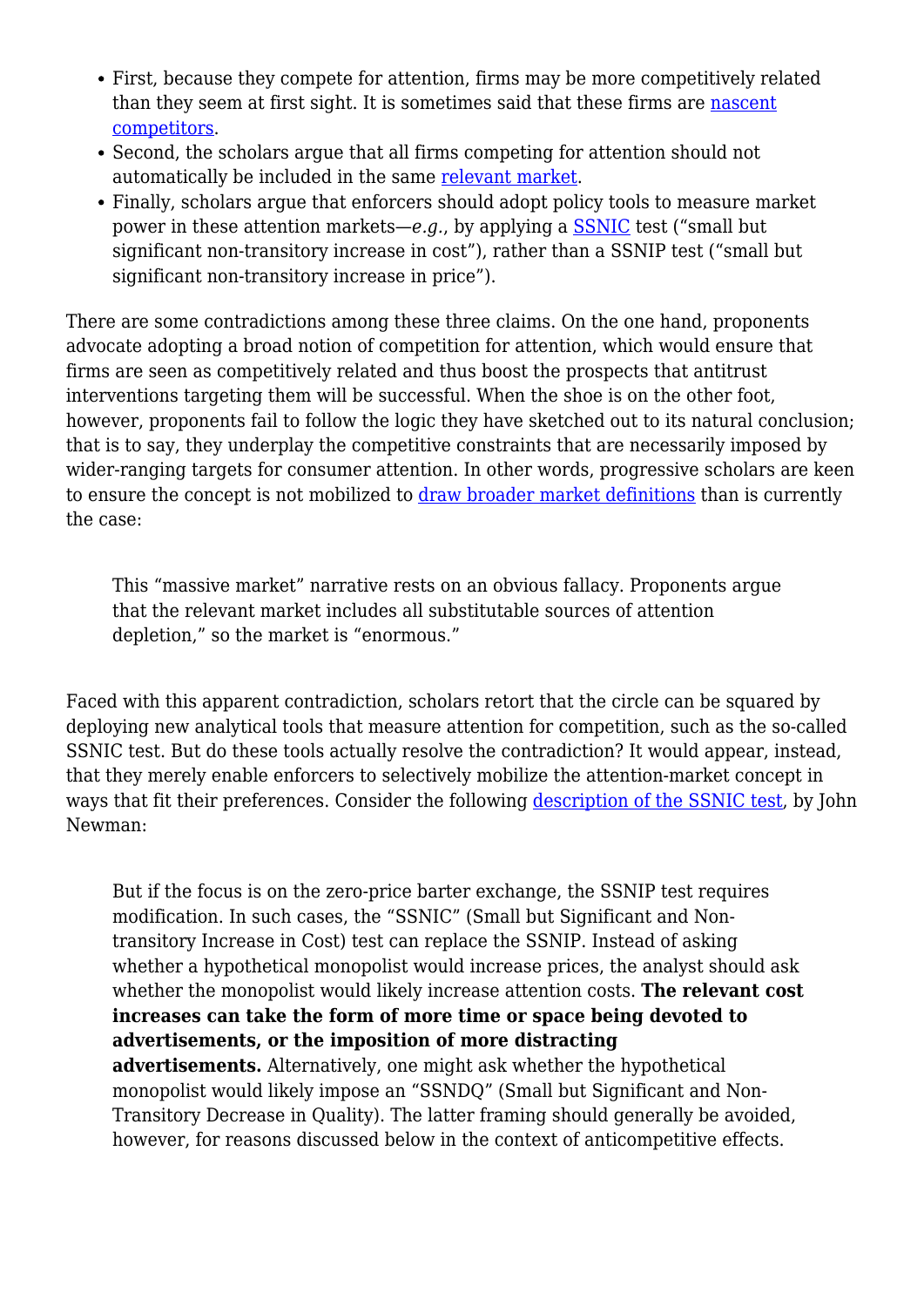- First, because they compete for attention, firms may be more competitively related than they seem at first sight. It is sometimes said that these firms are nascent competitors.
- Second, the scholars argue that all firms competing for attention should not automatically be included in the same relevant market.
- Finally, scholars argue that enforcers should adopt policy tools to measure market power in these attention markets—*e.g.*, by applying a SSNIC test ("small but significant non-transitory increase in cost"), rather than a SSNIP test ("small but significant non-transitory increase in price").

There are some contradictions among these three claims. On the one hand, proponents advocate adopting a broad notion of competition for attention, which would ensure that firms are seen as competitively related and thus boost the prospects that antitrust interventions targeting them will be successful. When the shoe is on the other foot, however, proponents fail to follow the logic they have sketched out to its natural conclusion; that is to say, they underplay the competitive constraints that are necessarily imposed by wider-ranging targets for consumer attention. In other words, progressive scholars are keen to ensure the concept is not mobilized to draw broader market definitions than is currently the case:

> This "massive market" narrative rests on an obvious fallacy. Proponents argue that the relevant market includes all substitutable sources of attention depletion," so the market is "enormous."

Faced with this apparent contradiction, scholars retort that the circle can be squared by deploying new analytical tools that measure attention for competition, such as the so-called SSNIC test. But do these tools actually resolve the contradiction? It would appear, instead, that they merely enable enforcers to selectively mobilize the attention-market concept in ways that fit their preferences. Consider the following description of the SSNIC test, by John Newman:

> But if the focus is on the zero-price barter exchange, the SSNIP test requires modification. In such cases, the "SSNIC" (Small but Significant and Non-transitory Increase in Cost) test can replace the SSNIP. Instead of asking whether a hypothetical monopolist would increase prices, the analyst should ask whether the monopolist would likely increase attention costs. **The relevant cost increases can take the form of more time or space being devoted to advertisements, or the imposition of more distracting advertisements.** Alternatively, one might ask whether the hypothetical monopolist would likely impose an "SSNDQ" (Small but Significant and Non-Transitory Decrease in Quality). The latter framing should generally be avoided, however, for reasons discussed below in the context of anticompetitive effects.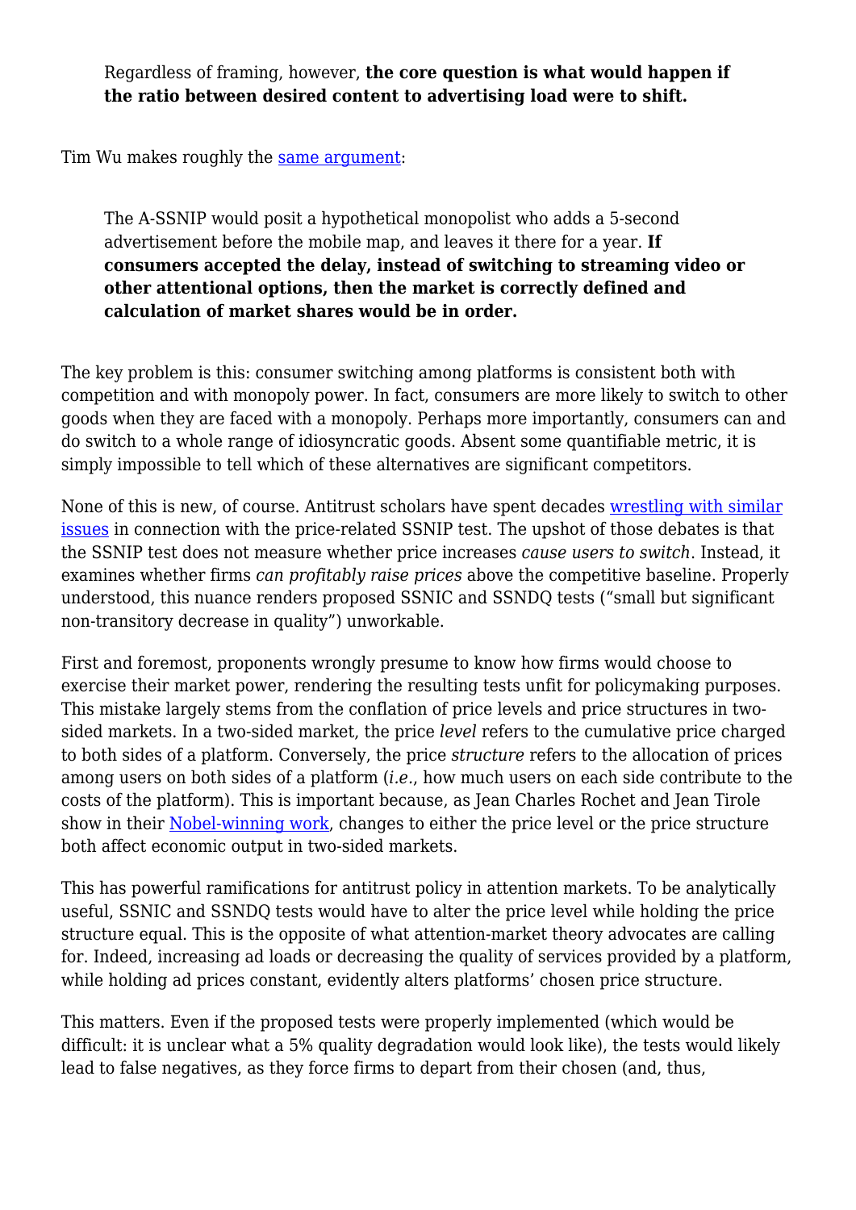> Regardless of framing, however, **the core question is what would happen if the ratio between desired content to advertising load were to shift.**

Tim Wu makes roughly the [same argument](#):

> The A-SSNIP would posit a hypothetical monopolist who adds a 5-second advertisement before the mobile map, and leaves it there for a year. **If consumers accepted the delay, instead of switching to streaming video or other attentional options, then the market is correctly defined and calculation of market shares would be in order.**

The key problem is this: consumer switching among platforms is consistent both with competition and with monopoly power. In fact, consumers are more likely to switch to other goods when they are faced with a monopoly. Perhaps more importantly, consumers can and do switch to a whole range of idiosyncratic goods. Absent some quantifiable metric, it is simply impossible to tell which of these alternatives are significant competitors.

None of this is new, of course. Antitrust scholars have spent decades [wrestling with similar issues](#) in connection with the price-related SSNIP test. The upshot of those debates is that the SSNIP test does not measure whether price increases *cause users to switch*. Instead, it examines whether firms *can profitably raise prices* above the competitive baseline. Properly understood, this nuance renders proposed SSNIC and SSNDQ tests ("small but significant non-transitory decrease in quality") unworkable.

First and foremost, proponents wrongly presume to know how firms would choose to exercise their market power, rendering the resulting tests unfit for policymaking purposes. This mistake largely stems from the conflation of price levels and price structures in two-sided markets. In a two-sided market, the price *level* refers to the cumulative price charged to both sides of a platform. Conversely, the price *structure* refers to the allocation of prices among users on both sides of a platform (*i.e.*, how much users on each side contribute to the costs of the platform). This is important because, as Jean Charles Rochet and Jean Tirole show in their [Nobel-winning work](#), changes to either the price level or the price structure both affect economic output in two-sided markets.

This has powerful ramifications for antitrust policy in attention markets. To be analytically useful, SSNIC and SSNDQ tests would have to alter the price level while holding the price structure equal. This is the opposite of what attention-market theory advocates are calling for. Indeed, increasing ad loads or decreasing the quality of services provided by a platform, while holding ad prices constant, evidently alters platforms' chosen price structure.

This matters. Even if the proposed tests were properly implemented (which would be difficult: it is unclear what a 5% quality degradation would look like), the tests would likely lead to false negatives, as they force firms to depart from their chosen (and, thus,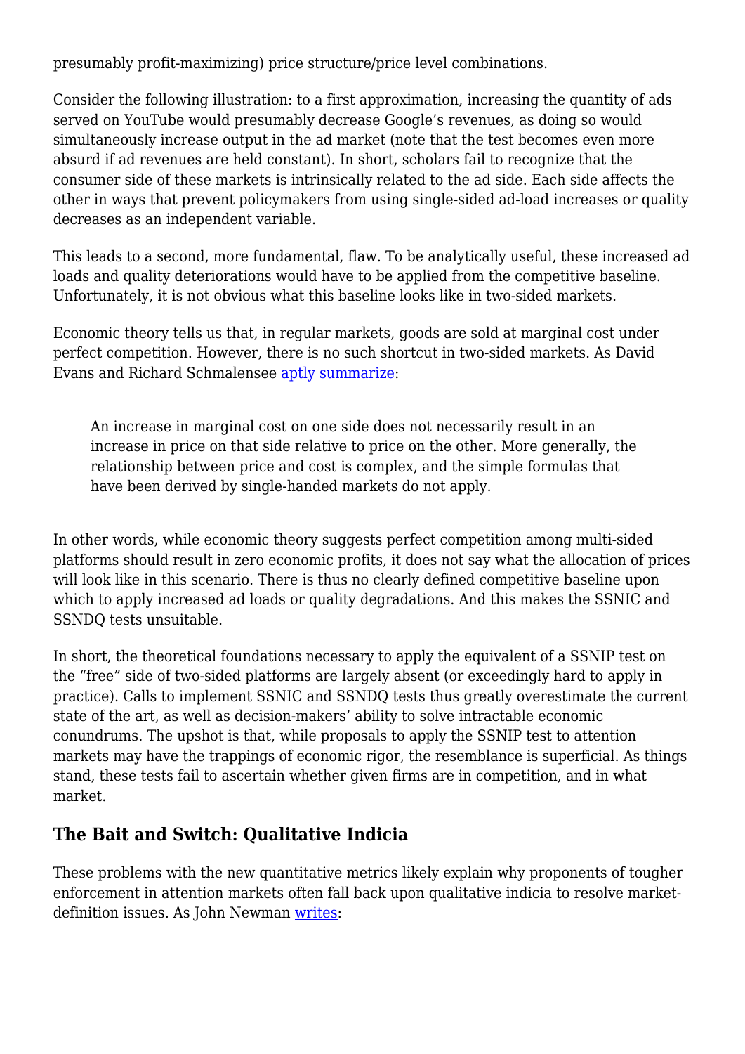presumably profit-maximizing) price structure/price level combinations.

Consider the following illustration: to a first approximation, increasing the quantity of ads served on YouTube would presumably decrease Google's revenues, as doing so would simultaneously increase output in the ad market (note that the test becomes even more absurd if ad revenues are held constant). In short, scholars fail to recognize that the consumer side of these markets is intrinsically related to the ad side. Each side affects the other in ways that prevent policymakers from using single-sided ad-load increases or quality decreases as an independent variable.

This leads to a second, more fundamental, flaw. To be analytically useful, these increased ad loads and quality deteriorations would have to be applied from the competitive baseline. Unfortunately, it is not obvious what this baseline looks like in two-sided markets.

Economic theory tells us that, in regular markets, goods are sold at marginal cost under perfect competition. However, there is no such shortcut in two-sided markets. As David Evans and Richard Schmalensee [aptly summarize]:

> An increase in marginal cost on one side does not necessarily result in an increase in price on that side relative to price on the other. More generally, the relationship between price and cost is complex, and the simple formulas that have been derived by single-handed markets do not apply.

In other words, while economic theory suggests perfect competition among multi-sided platforms should result in zero economic profits, it does not say what the allocation of prices will look like in this scenario. There is thus no clearly defined competitive baseline upon which to apply increased ad loads or quality degradations. And this makes the SSNIC and SSNDQ tests unsuitable.

In short, the theoretical foundations necessary to apply the equivalent of a SSNIP test on the "free" side of two-sided platforms are largely absent (or exceedingly hard to apply in practice). Calls to implement SSNIC and SSNDQ tests thus greatly overestimate the current state of the art, as well as decision-makers' ability to solve intractable economic conundrums. The upshot is that, while proposals to apply the SSNIP test to attention markets may have the trappings of economic rigor, the resemblance is superficial. As things stand, these tests fail to ascertain whether given firms are in competition, and in what market.

## The Bait and Switch: Qualitative Indicia

These problems with the new quantitative metrics likely explain why proponents of tougher enforcement in attention markets often fall back upon qualitative indicia to resolve market-definition issues. As John Newman [writes]: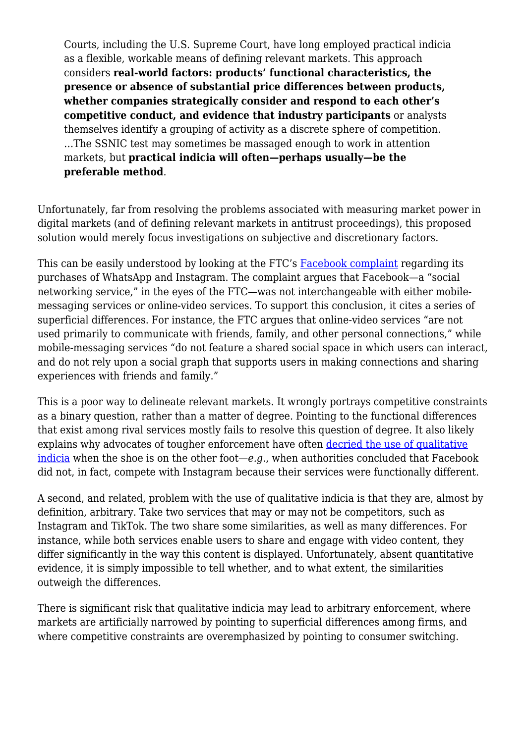> Courts, including the U.S. Supreme Court, have long employed practical indicia as a flexible, workable means of defining relevant markets. This approach considers **real-world factors: products' functional characteristics, the presence or absence of substantial price differences between products, whether companies strategically consider and respond to each other's competitive conduct, and evidence that industry participants** or analysts themselves identify a grouping of activity as a discrete sphere of competition. …The SSNIC test may sometimes be massaged enough to work in attention markets, but **practical indicia will often—perhaps usually—be the preferable method**.

Unfortunately, far from resolving the problems associated with measuring market power in digital markets (and of defining relevant markets in antitrust proceedings), this proposed solution would merely focus investigations on subjective and discretionary factors.

This can be easily understood by looking at the FTC's [Facebook complaint] regarding its purchases of WhatsApp and Instagram. The complaint argues that Facebook—a "social networking service," in the eyes of the FTC—was not interchangeable with either mobile-messaging services or online-video services. To support this conclusion, it cites a series of superficial differences. For instance, the FTC argues that online-video services "are not used primarily to communicate with friends, family, and other personal connections," while mobile-messaging services "do not feature a shared social space in which users can interact, and do not rely upon a social graph that supports users in making connections and sharing experiences with friends and family."

This is a poor way to delineate relevant markets. It wrongly portrays competitive constraints as a binary question, rather than a matter of degree. Pointing to the functional differences that exist among rival services mostly fails to resolve this question of degree. It also likely explains why advocates of tougher enforcement have often [decried the use of qualitative indicia] when the shoe is on the other foot—*e.g.*, when authorities concluded that Facebook did not, in fact, compete with Instagram because their services were functionally different.

A second, and related, problem with the use of qualitative indicia is that they are, almost by definition, arbitrary. Take two services that may or may not be competitors, such as Instagram and TikTok. The two share some similarities, as well as many differences. For instance, while both services enable users to share and engage with video content, they differ significantly in the way this content is displayed. Unfortunately, absent quantitative evidence, it is simply impossible to tell whether, and to what extent, the similarities outweigh the differences.

There is significant risk that qualitative indicia may lead to arbitrary enforcement, where markets are artificially narrowed by pointing to superficial differences among firms, and where competitive constraints are overemphasized by pointing to consumer switching.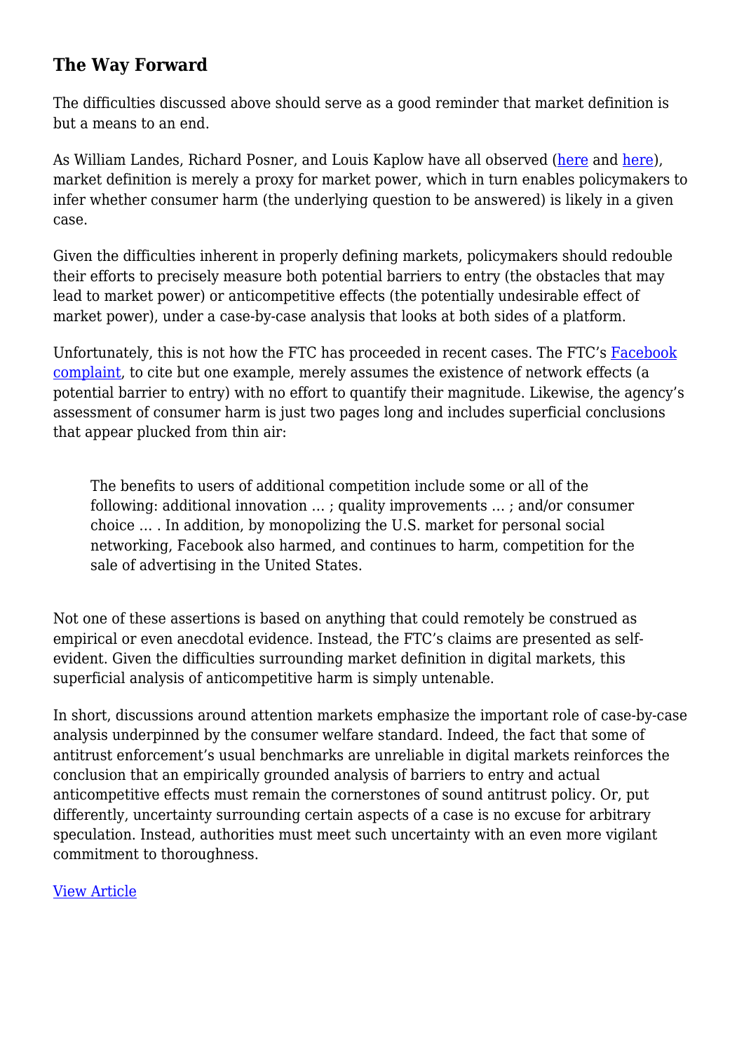## The Way Forward

The difficulties discussed above should serve as a good reminder that market definition is but a means to an end.

As William Landes, Richard Posner, and Louis Kaplow have all observed (here and here), market definition is merely a proxy for market power, which in turn enables policymakers to infer whether consumer harm (the underlying question to be answered) is likely in a given case.

Given the difficulties inherent in properly defining markets, policymakers should redouble their efforts to precisely measure both potential barriers to entry (the obstacles that may lead to market power) or anticompetitive effects (the potentially undesirable effect of market power), under a case-by-case analysis that looks at both sides of a platform.

Unfortunately, this is not how the FTC has proceeded in recent cases. The FTC's Facebook complaint, to cite but one example, merely assumes the existence of network effects (a potential barrier to entry) with no effort to quantify their magnitude. Likewise, the agency's assessment of consumer harm is just two pages long and includes superficial conclusions that appear plucked from thin air:

> The benefits to users of additional competition include some or all of the following: additional innovation … ; quality improvements … ; and/or consumer choice … . In addition, by monopolizing the U.S. market for personal social networking, Facebook also harmed, and continues to harm, competition for the sale of advertising in the United States.

Not one of these assertions is based on anything that could remotely be construed as empirical or even anecdotal evidence. Instead, the FTC's claims are presented as self-evident. Given the difficulties surrounding market definition in digital markets, this superficial analysis of anticompetitive harm is simply untenable.

In short, discussions around attention markets emphasize the important role of case-by-case analysis underpinned by the consumer welfare standard. Indeed, the fact that some of antitrust enforcement's usual benchmarks are unreliable in digital markets reinforces the conclusion that an empirically grounded analysis of barriers to entry and actual anticompetitive effects must remain the cornerstones of sound antitrust policy. Or, put differently, uncertainty surrounding certain aspects of a case is no excuse for arbitrary speculation. Instead, authorities must meet such uncertainty with an even more vigilant commitment to thoroughness.

View Article